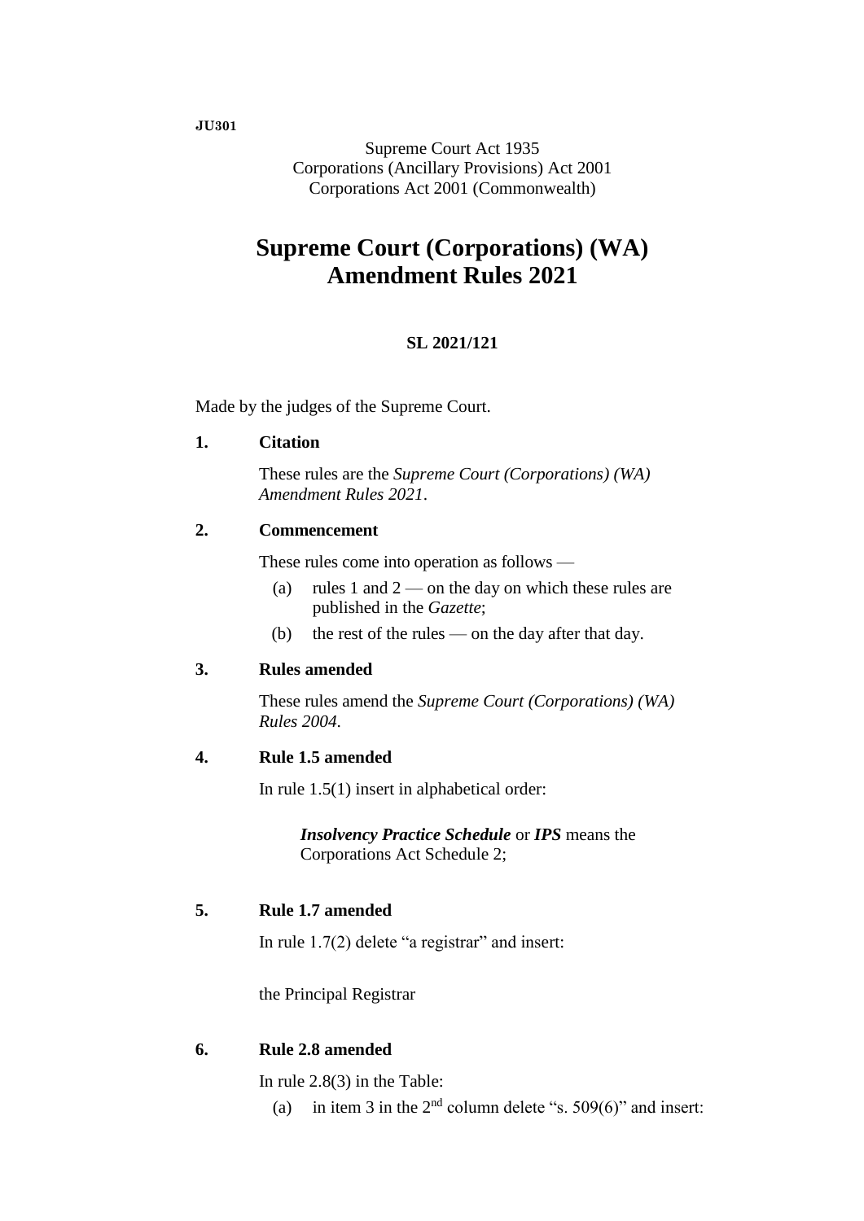**JU301**

Supreme Court Act 1935
Corporations (Ancillary Provisions) Act 2001
Corporations Act 2001 (Commonwealth)

# Supreme Court (Corporations) (WA) Amendment Rules 2021

**SL 2021/121**

Made by the judges of the Supreme Court.

## 1. Citation

These rules are the *Supreme Court (Corporations) (WA) Amendment Rules 2021*.

## 2. Commencement

These rules come into operation as follows —

(a) rules 1 and 2 — on the day on which these rules are published in the *Gazette*;

(b) the rest of the rules — on the day after that day.

## 3. Rules amended

These rules amend the *Supreme Court (Corporations) (WA) Rules 2004*.

## 4. Rule 1.5 amended

In rule 1.5(1) insert in alphabetical order:

> ***Insolvency Practice Schedule*** or ***IPS*** means the Corporations Act Schedule 2;

## 5. Rule 1.7 amended

In rule 1.7(2) delete "a registrar" and insert:

> the Principal Registrar

## 6. Rule 2.8 amended

In rule 2.8(3) in the Table:

(a) in item 3 in the 2nd column delete "s. 509(6)" and insert: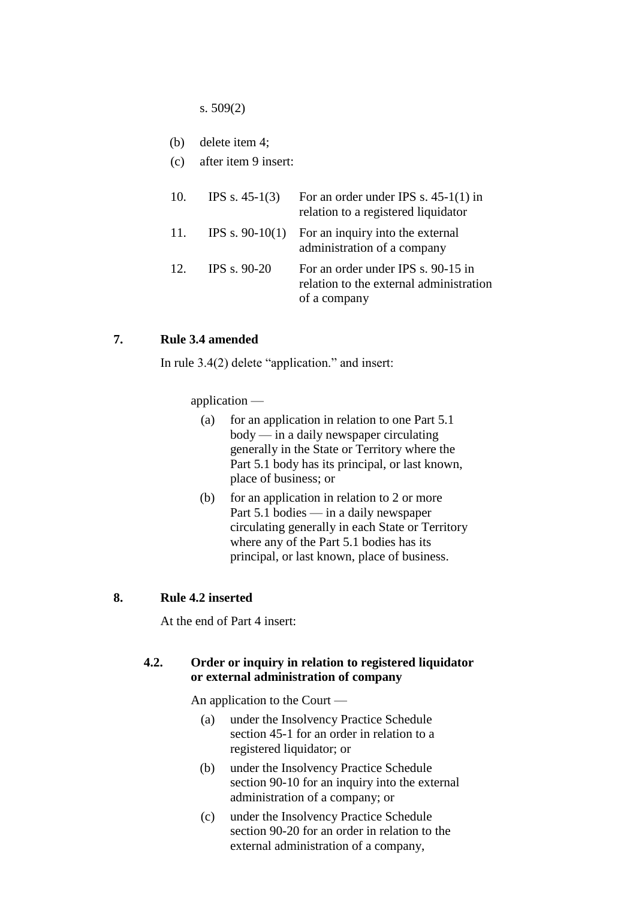s. 509(2)

(b) delete item 4;

(c) after item 9 insert:

| | | |
|---|---|---|
| 10. | IPS s. 45-1(3) | For an order under IPS s. 45-1(1) in relation to a registered liquidator |
| 11. | IPS s. 90-10(1) | For an inquiry into the external administration of a company |
| 12. | IPS s. 90-20 | For an order under IPS s. 90-15 in relation to the external administration of a company |

## 7. Rule 3.4 amended

In rule 3.4(2) delete "application." and insert:

application —

(a) for an application in relation to one Part 5.1 body — in a daily newspaper circulating generally in the State or Territory where the Part 5.1 body has its principal, or last known, place of business; or

(b) for an application in relation to 2 or more Part 5.1 bodies — in a daily newspaper circulating generally in each State or Territory where any of the Part 5.1 bodies has its principal, or last known, place of business.

## 8. Rule 4.2 inserted

At the end of Part 4 insert:

### 4.2. Order or inquiry in relation to registered liquidator or external administration of company

An application to the Court —

(a) under the Insolvency Practice Schedule section 45-1 for an order in relation to a registered liquidator; or

(b) under the Insolvency Practice Schedule section 90-10 for an inquiry into the external administration of a company; or

(c) under the Insolvency Practice Schedule section 90-20 for an order in relation to the external administration of a company,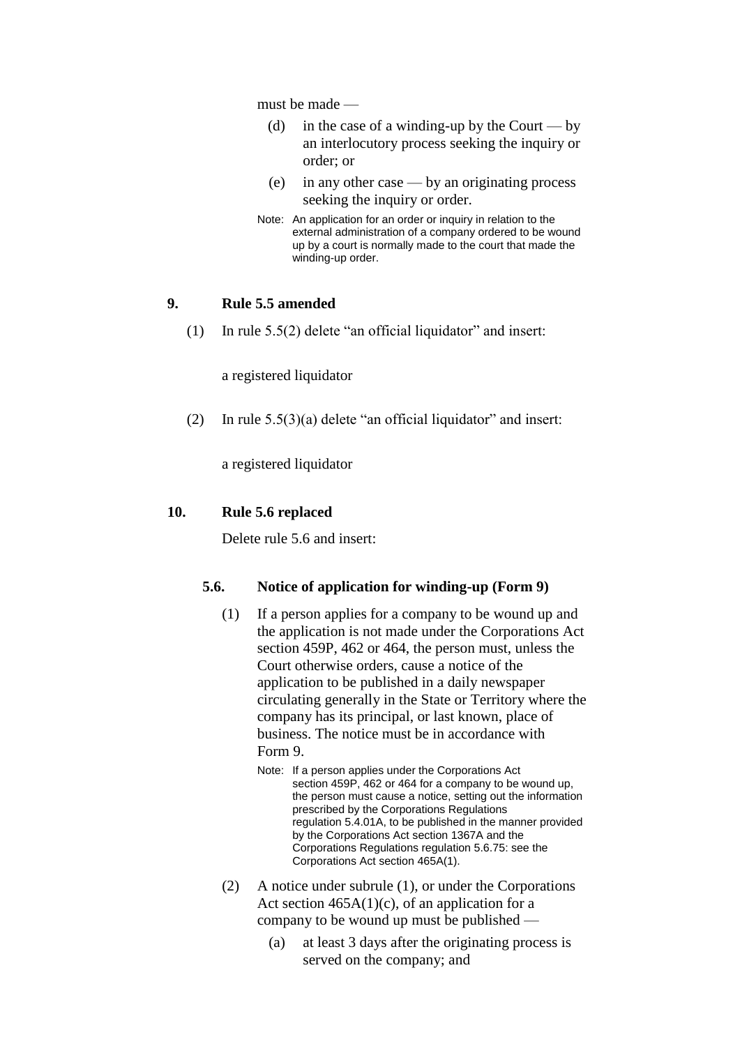must be made —

(d) in the case of a winding-up by the Court — by an interlocutory process seeking the inquiry or order; or

(e) in any other case — by an originating process seeking the inquiry or order.

Note: An application for an order or inquiry in relation to the external administration of a company ordered to be wound up by a court is normally made to the court that made the winding-up order.

### 9. Rule 5.5 amended

(1) In rule 5.5(2) delete "an official liquidator" and insert:

a registered liquidator

(2) In rule 5.5(3)(a) delete "an official liquidator" and insert:

a registered liquidator

### 10. Rule 5.6 replaced

Delete rule 5.6 and insert:

#### 5.6. Notice of application for winding-up (Form 9)

(1) If a person applies for a company to be wound up and the application is not made under the Corporations Act section 459P, 462 or 464, the person must, unless the Court otherwise orders, cause a notice of the application to be published in a daily newspaper circulating generally in the State or Territory where the company has its principal, or last known, place of business. The notice must be in accordance with Form 9.

Note: If a person applies under the Corporations Act section 459P, 462 or 464 for a company to be wound up, the person must cause a notice, setting out the information prescribed by the Corporations Regulations regulation 5.4.01A, to be published in the manner provided by the Corporations Act section 1367A and the Corporations Regulations regulation 5.6.75: see the Corporations Act section 465A(1).

(2) A notice under subrule (1), or under the Corporations Act section 465A(1)(c), of an application for a company to be wound up must be published —

(a) at least 3 days after the originating process is served on the company; and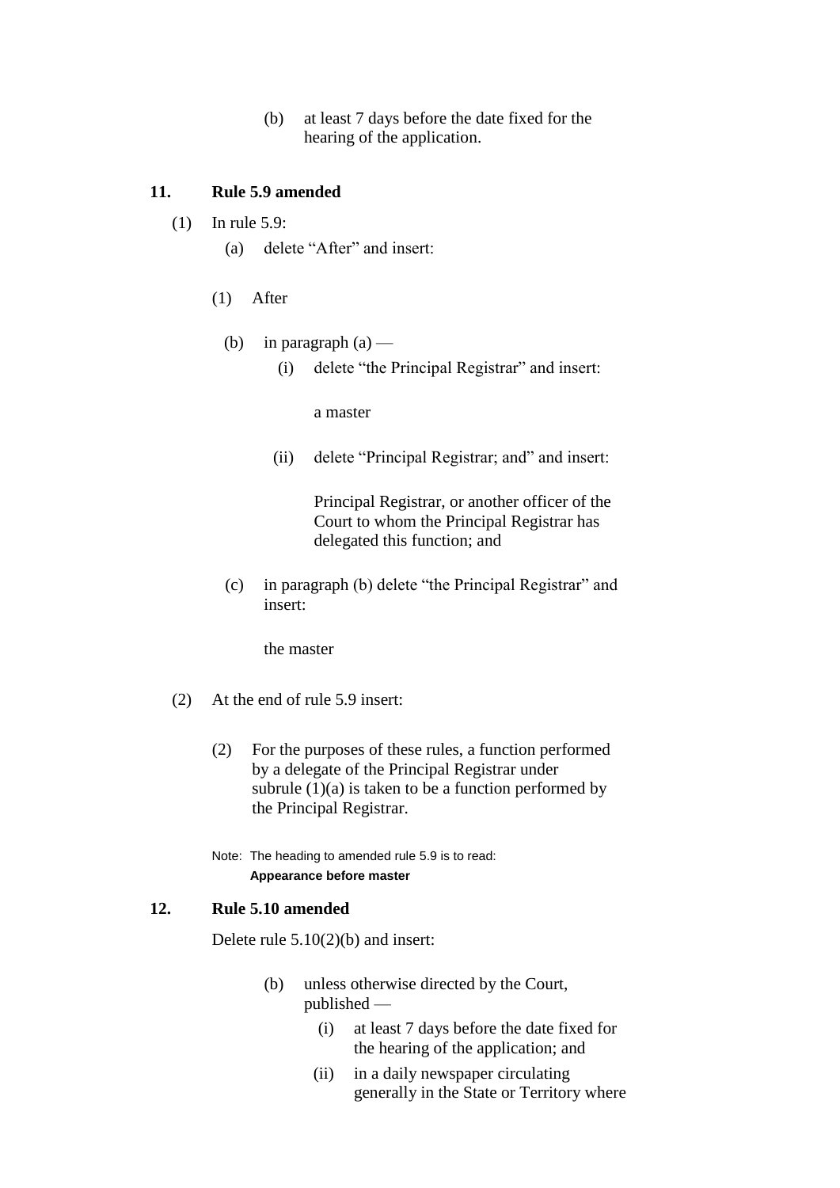(b) at least 7 days before the date fixed for the hearing of the application.

### 11. Rule 5.9 amended

(1) In rule 5.9:

(a) delete “After” and insert:

(1) After

(b) in paragraph (a) —

(i) delete “the Principal Registrar” and insert:

a master

(ii) delete “Principal Registrar; and” and insert:

Principal Registrar, or another officer of the Court to whom the Principal Registrar has delegated this function; and

(c) in paragraph (b) delete “the Principal Registrar” and insert:

the master

(2) At the end of rule 5.9 insert:

(2) For the purposes of these rules, a function performed by a delegate of the Principal Registrar under subrule (1)(a) is taken to be a function performed by the Principal Registrar.

Note: The heading to amended rule 5.9 is to read:
**Appearance before master**

### 12. Rule 5.10 amended

Delete rule 5.10(2)(b) and insert:

(b) unless otherwise directed by the Court, published —

(i) at least 7 days before the date fixed for the hearing of the application; and

(ii) in a daily newspaper circulating generally in the State or Territory where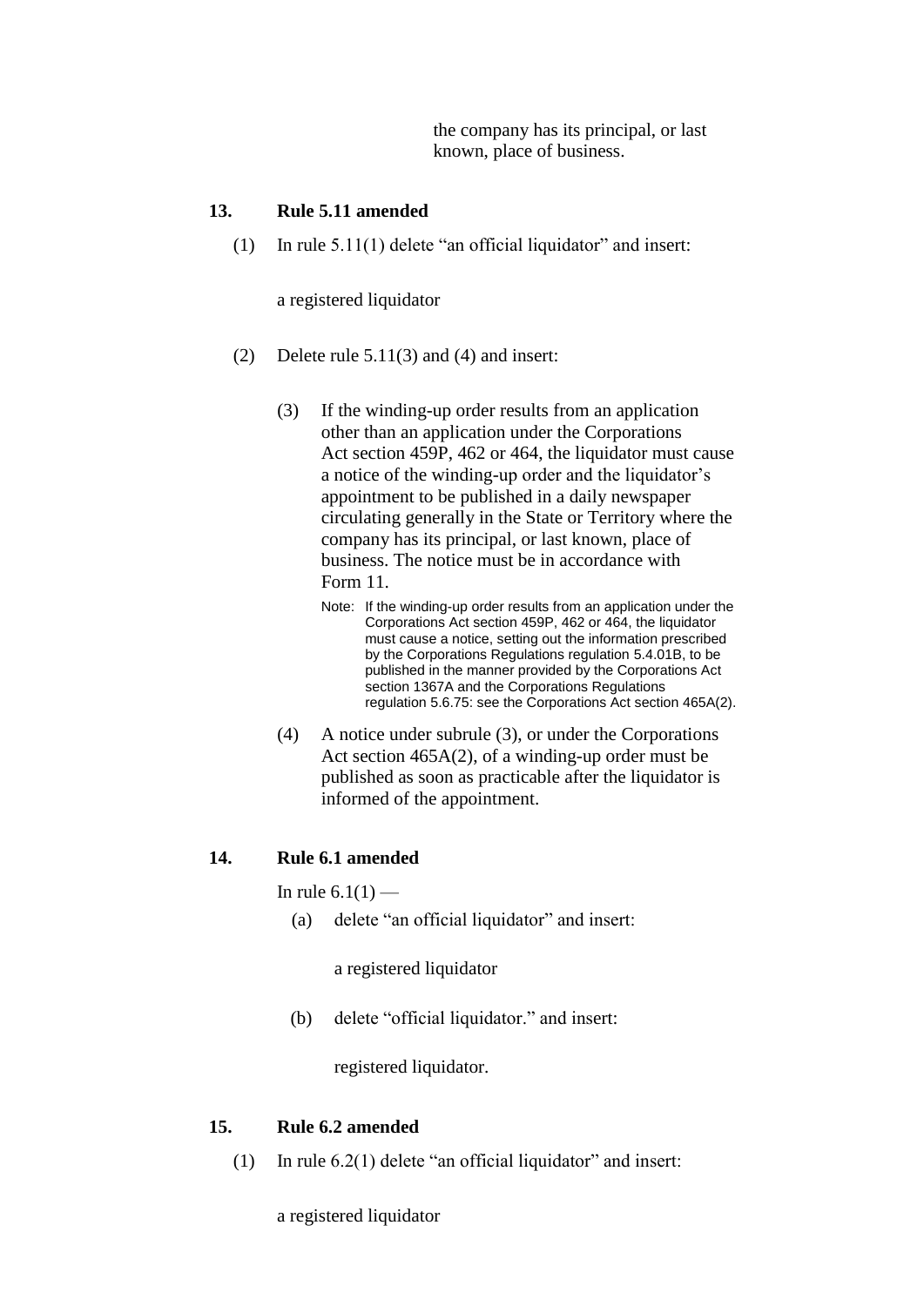the company has its principal, or last known, place of business.

### 13. Rule 5.11 amended

(1) In rule 5.11(1) delete "an official liquidator" and insert:

a registered liquidator

(2) Delete rule 5.11(3) and (4) and insert:

(3) If the winding-up order results from an application other than an application under the Corporations Act section 459P, 462 or 464, the liquidator must cause a notice of the winding-up order and the liquidator's appointment to be published in a daily newspaper circulating generally in the State or Territory where the company has its principal, or last known, place of business. The notice must be in accordance with Form 11.

Note: If the winding-up order results from an application under the Corporations Act section 459P, 462 or 464, the liquidator must cause a notice, setting out the information prescribed by the Corporations Regulations regulation 5.4.01B, to be published in the manner provided by the Corporations Act section 1367A and the Corporations Regulations regulation 5.6.75: see the Corporations Act section 465A(2).

(4) A notice under subrule (3), or under the Corporations Act section 465A(2), of a winding-up order must be published as soon as practicable after the liquidator is informed of the appointment.

### 14. Rule 6.1 amended

In rule 6.1(1) —

(a) delete "an official liquidator" and insert:

a registered liquidator

(b) delete "official liquidator." and insert:

registered liquidator.

### 15. Rule 6.2 amended

(1) In rule 6.2(1) delete "an official liquidator" and insert:

a registered liquidator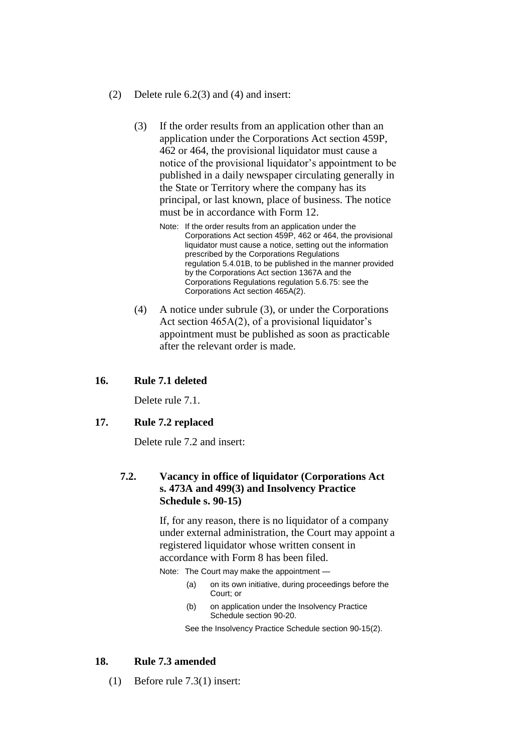(2) Delete rule 6.2(3) and (4) and insert:

> (3) If the order results from an application other than an application under the Corporations Act section 459P, 462 or 464, the provisional liquidator must cause a notice of the provisional liquidator's appointment to be published in a daily newspaper circulating generally in the State or Territory where the company has its principal, or last known, place of business. The notice must be in accordance with Form 12.
>
> Note: If the order results from an application under the Corporations Act section 459P, 462 or 464, the provisional liquidator must cause a notice, setting out the information prescribed by the Corporations Regulations regulation 5.4.01B, to be published in the manner provided by the Corporations Act section 1367A and the Corporations Regulations regulation 5.6.75: see the Corporations Act section 465A(2).
>
> (4) A notice under subrule (3), or under the Corporations Act section 465A(2), of a provisional liquidator's appointment must be published as soon as practicable after the relevant order is made.

## 16. Rule 7.1 deleted

Delete rule 7.1.

## 17. Rule 7.2 replaced

Delete rule 7.2 and insert:

> **7.2. Vacancy in office of liquidator (Corporations Act s. 473A and 499(3) and Insolvency Practice Schedule s. 90-15)**
>
> If, for any reason, there is no liquidator of a company under external administration, the Court may appoint a registered liquidator whose written consent in accordance with Form 8 has been filed.
>
> Note: The Court may make the appointment —
>
> (a) on its own initiative, during proceedings before the Court; or
>
> (b) on application under the Insolvency Practice Schedule section 90-20.
>
> See the Insolvency Practice Schedule section 90-15(2).

## 18. Rule 7.3 amended

(1) Before rule 7.3(1) insert: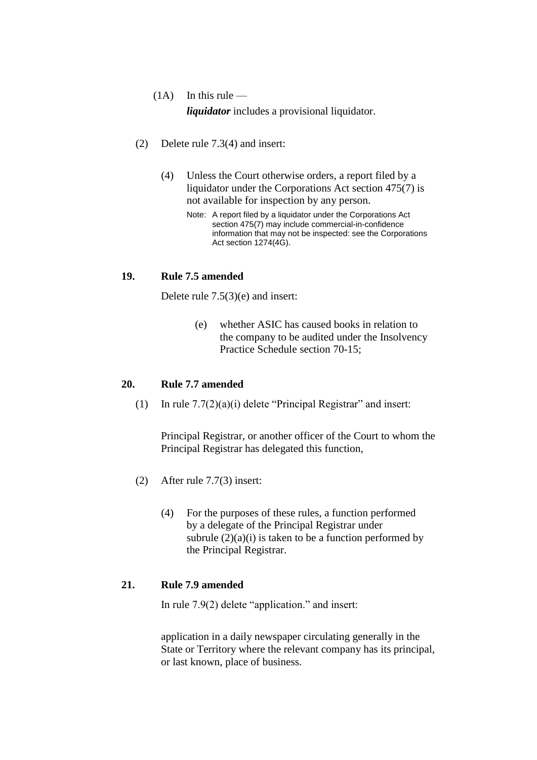(1A) In this rule —

***liquidator*** includes a provisional liquidator.

(2) Delete rule 7.3(4) and insert:

> (4) Unless the Court otherwise orders, a report filed by a liquidator under the Corporations Act section 475(7) is not available for inspection by any person.
>
> Note: A report filed by a liquidator under the Corporations Act section 475(7) may include commercial-in-confidence information that may not be inspected: see the Corporations Act section 1274(4G).

### 19. Rule 7.5 amended

Delete rule 7.5(3)(e) and insert:

> (e) whether ASIC has caused books in relation to the company to be audited under the Insolvency Practice Schedule section 70-15;

### 20. Rule 7.7 amended

(1) In rule 7.7(2)(a)(i) delete "Principal Registrar" and insert:

> Principal Registrar, or another officer of the Court to whom the Principal Registrar has delegated this function,

(2) After rule 7.7(3) insert:

> (4) For the purposes of these rules, a function performed by a delegate of the Principal Registrar under subrule (2)(a)(i) is taken to be a function performed by the Principal Registrar.

### 21. Rule 7.9 amended

In rule 7.9(2) delete "application." and insert:

> application in a daily newspaper circulating generally in the State or Territory where the relevant company has its principal, or last known, place of business.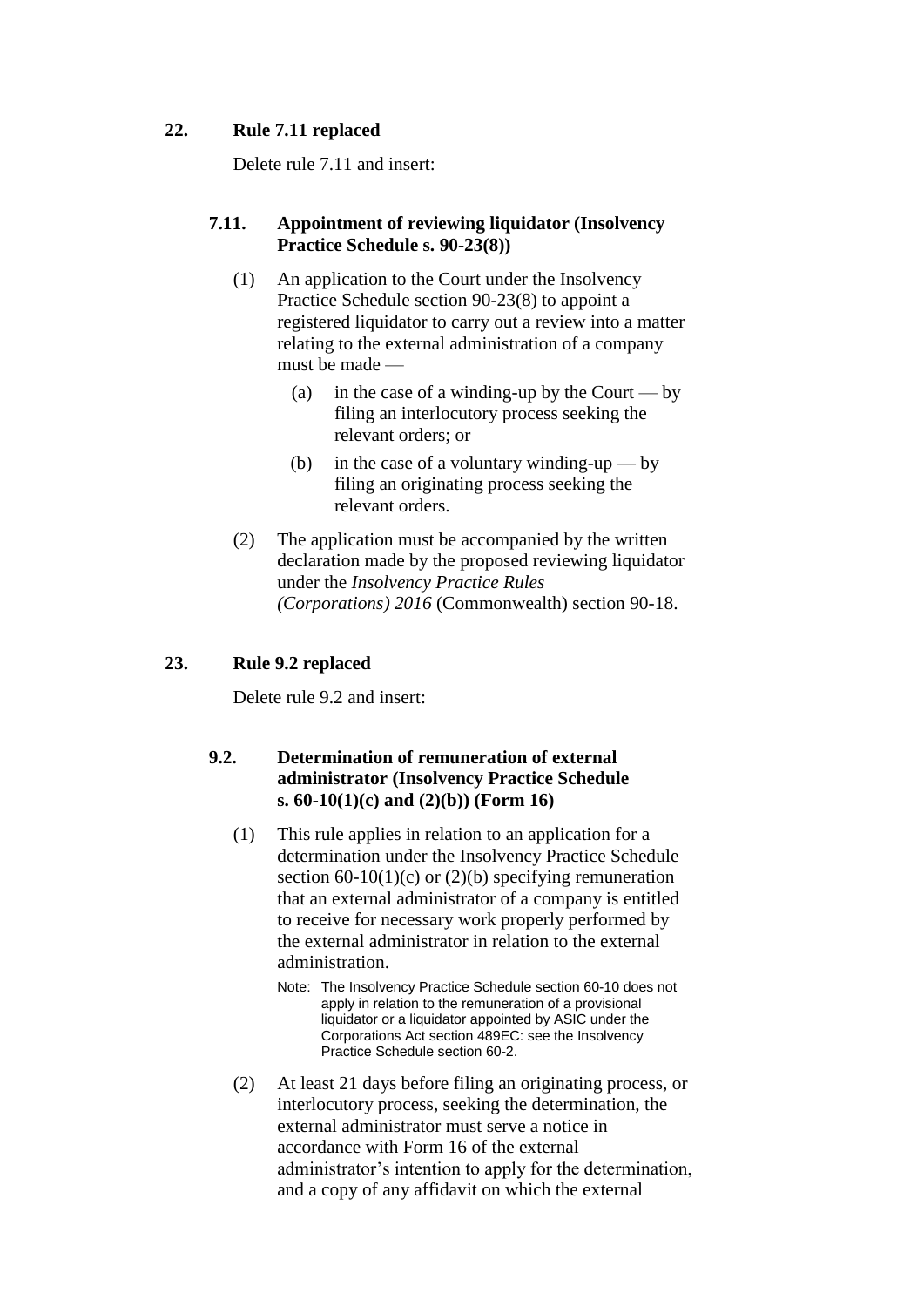### 22. Rule 7.11 replaced

Delete rule 7.11 and insert:

#### 7.11. Appointment of reviewing liquidator (Insolvency Practice Schedule s. 90-23(8))

(1) An application to the Court under the Insolvency Practice Schedule section 90-23(8) to appoint a registered liquidator to carry out a review into a matter relating to the external administration of a company must be made —

  (a) in the case of a winding-up by the Court — by filing an interlocutory process seeking the relevant orders; or

  (b) in the case of a voluntary winding-up — by filing an originating process seeking the relevant orders.

(2) The application must be accompanied by the written declaration made by the proposed reviewing liquidator under the *Insolvency Practice Rules (Corporations) 2016* (Commonwealth) section 90-18.

### 23. Rule 9.2 replaced

Delete rule 9.2 and insert:

#### 9.2. Determination of remuneration of external administrator (Insolvency Practice Schedule s. 60-10(1)(c) and (2)(b)) (Form 16)

(1) This rule applies in relation to an application for a determination under the Insolvency Practice Schedule section 60-10(1)(c) or (2)(b) specifying remuneration that an external administrator of a company is entitled to receive for necessary work properly performed by the external administrator in relation to the external administration.

Note: The Insolvency Practice Schedule section 60-10 does not apply in relation to the remuneration of a provisional liquidator or a liquidator appointed by ASIC under the Corporations Act section 489EC: see the Insolvency Practice Schedule section 60-2.

(2) At least 21 days before filing an originating process, or interlocutory process, seeking the determination, the external administrator must serve a notice in accordance with Form 16 of the external administrator's intention to apply for the determination, and a copy of any affidavit on which the external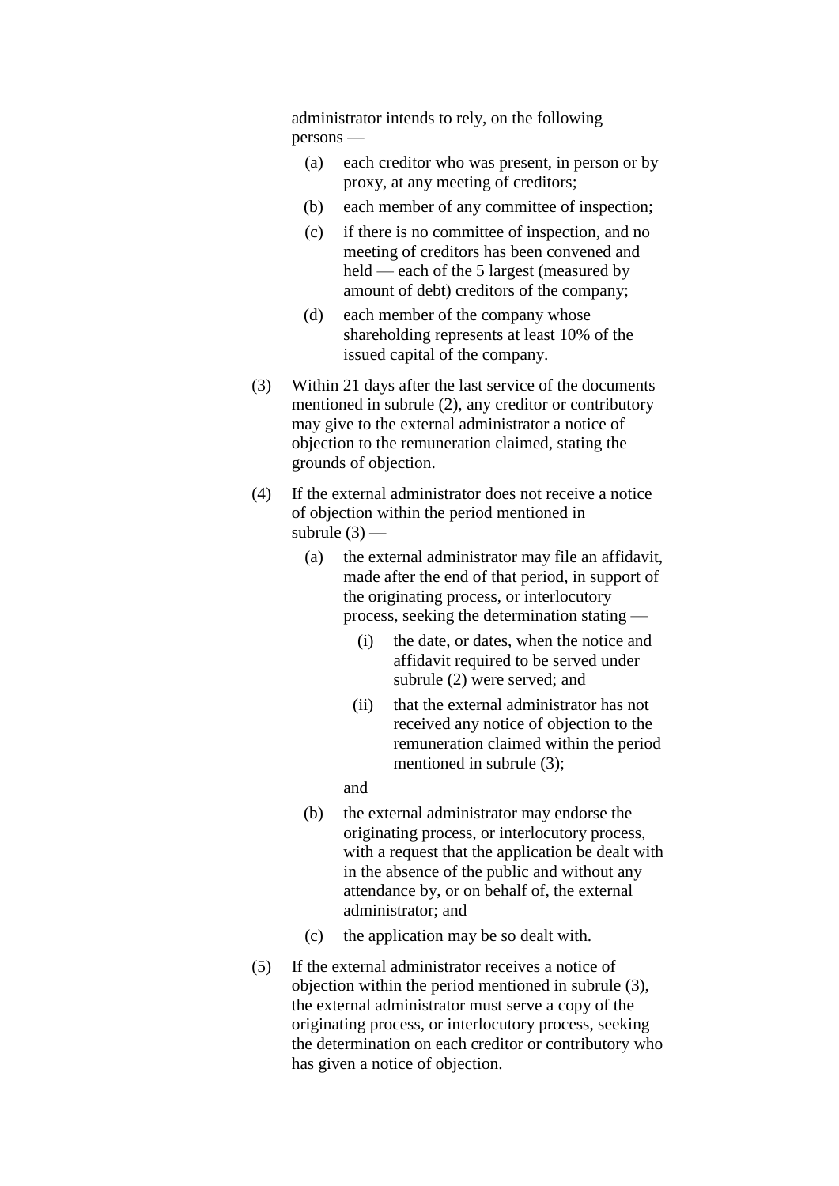administrator intends to rely, on the following persons —

(a) each creditor who was present, in person or by proxy, at any meeting of creditors;

(b) each member of any committee of inspection;

(c) if there is no committee of inspection, and no meeting of creditors has been convened and held — each of the 5 largest (measured by amount of debt) creditors of the company;

(d) each member of the company whose shareholding represents at least 10% of the issued capital of the company.

(3) Within 21 days after the last service of the documents mentioned in subrule (2), any creditor or contributory may give to the external administrator a notice of objection to the remuneration claimed, stating the grounds of objection.

(4) If the external administrator does not receive a notice of objection within the period mentioned in subrule (3) —

(a) the external administrator may file an affidavit, made after the end of that period, in support of the originating process, or interlocutory process, seeking the determination stating —

(i) the date, or dates, when the notice and affidavit required to be served under subrule (2) were served; and

(ii) that the external administrator has not received any notice of objection to the remuneration claimed within the period mentioned in subrule (3);

and

(b) the external administrator may endorse the originating process, or interlocutory process, with a request that the application be dealt with in the absence of the public and without any attendance by, or on behalf of, the external administrator; and

(c) the application may be so dealt with.

(5) If the external administrator receives a notice of objection within the period mentioned in subrule (3), the external administrator must serve a copy of the originating process, or interlocutory process, seeking the determination on each creditor or contributory who has given a notice of objection.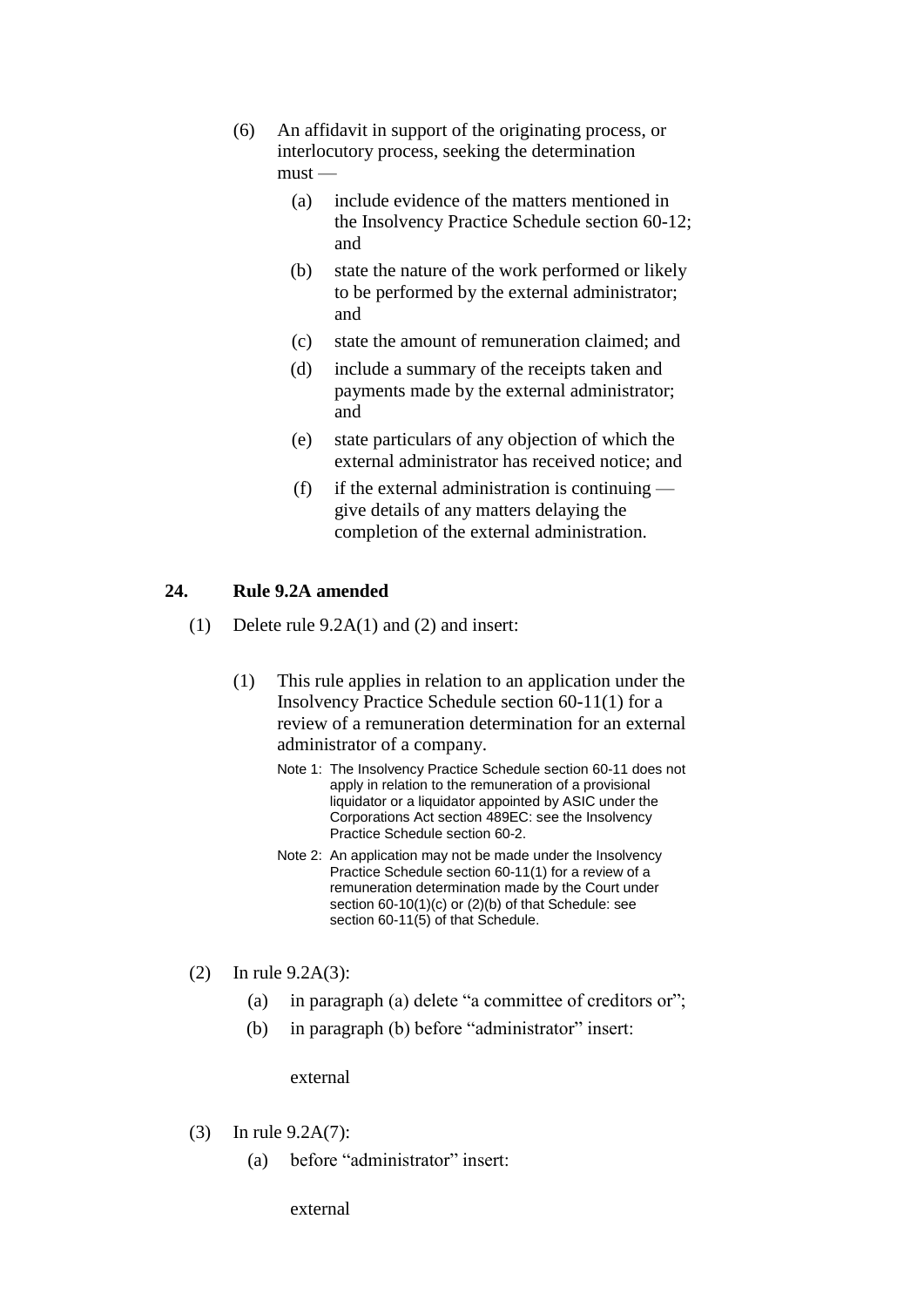(6) An affidavit in support of the originating process, or interlocutory process, seeking the determination must —

  (a) include evidence of the matters mentioned in the Insolvency Practice Schedule section 60-12; and

  (b) state the nature of the work performed or likely to be performed by the external administrator; and

  (c) state the amount of remuneration claimed; and

  (d) include a summary of the receipts taken and payments made by the external administrator; and

  (e) state particulars of any objection of which the external administrator has received notice; and

  (f) if the external administration is continuing — give details of any matters delaying the completion of the external administration.

## 24. Rule 9.2A amended

(1) Delete rule 9.2A(1) and (2) and insert:

> (1) This rule applies in relation to an application under the Insolvency Practice Schedule section 60-11(1) for a review of a remuneration determination for an external administrator of a company.
>
> Note 1: The Insolvency Practice Schedule section 60-11 does not apply in relation to the remuneration of a provisional liquidator or a liquidator appointed by ASIC under the Corporations Act section 489EC: see the Insolvency Practice Schedule section 60-2.
>
> Note 2: An application may not be made under the Insolvency Practice Schedule section 60-11(1) for a review of a remuneration determination made by the Court under section 60-10(1)(c) or (2)(b) of that Schedule: see section 60-11(5) of that Schedule.

(2) In rule 9.2A(3):

  (a) in paragraph (a) delete "a committee of creditors or";

  (b) in paragraph (b) before "administrator" insert:

  > external

(3) In rule 9.2A(7):

  (a) before "administrator" insert:

  > external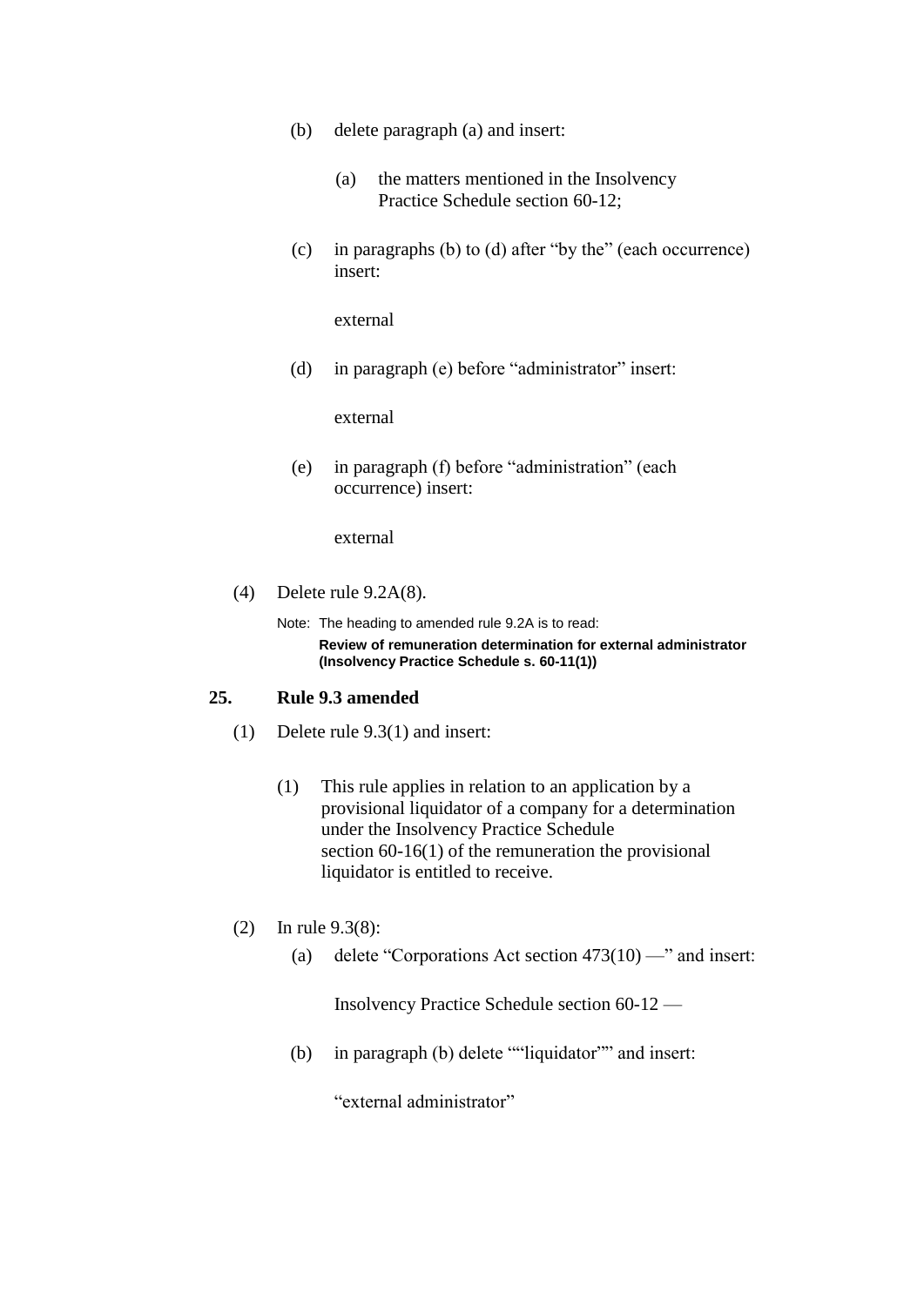(b) delete paragraph (a) and insert:

> (a) the matters mentioned in the Insolvency Practice Schedule section 60-12;

(c) in paragraphs (b) to (d) after "by the" (each occurrence) insert:

> external

(d) in paragraph (e) before "administrator" insert:

> external

(e) in paragraph (f) before "administration" (each occurrence) insert:

> external

(4) Delete rule 9.2A(8).

Note: The heading to amended rule 9.2A is to read:

**Review of remuneration determination for external administrator (Insolvency Practice Schedule s. 60-11(1))**

## 25. Rule 9.3 amended

(1) Delete rule 9.3(1) and insert:

> (1) This rule applies in relation to an application by a provisional liquidator of a company for a determination under the Insolvency Practice Schedule section 60-16(1) of the remuneration the provisional liquidator is entitled to receive.

(2) In rule 9.3(8):

(a) delete "Corporations Act section 473(10) —" and insert:

> Insolvency Practice Schedule section 60-12 —

(b) in paragraph (b) delete ""liquidator"" and insert:

> "external administrator"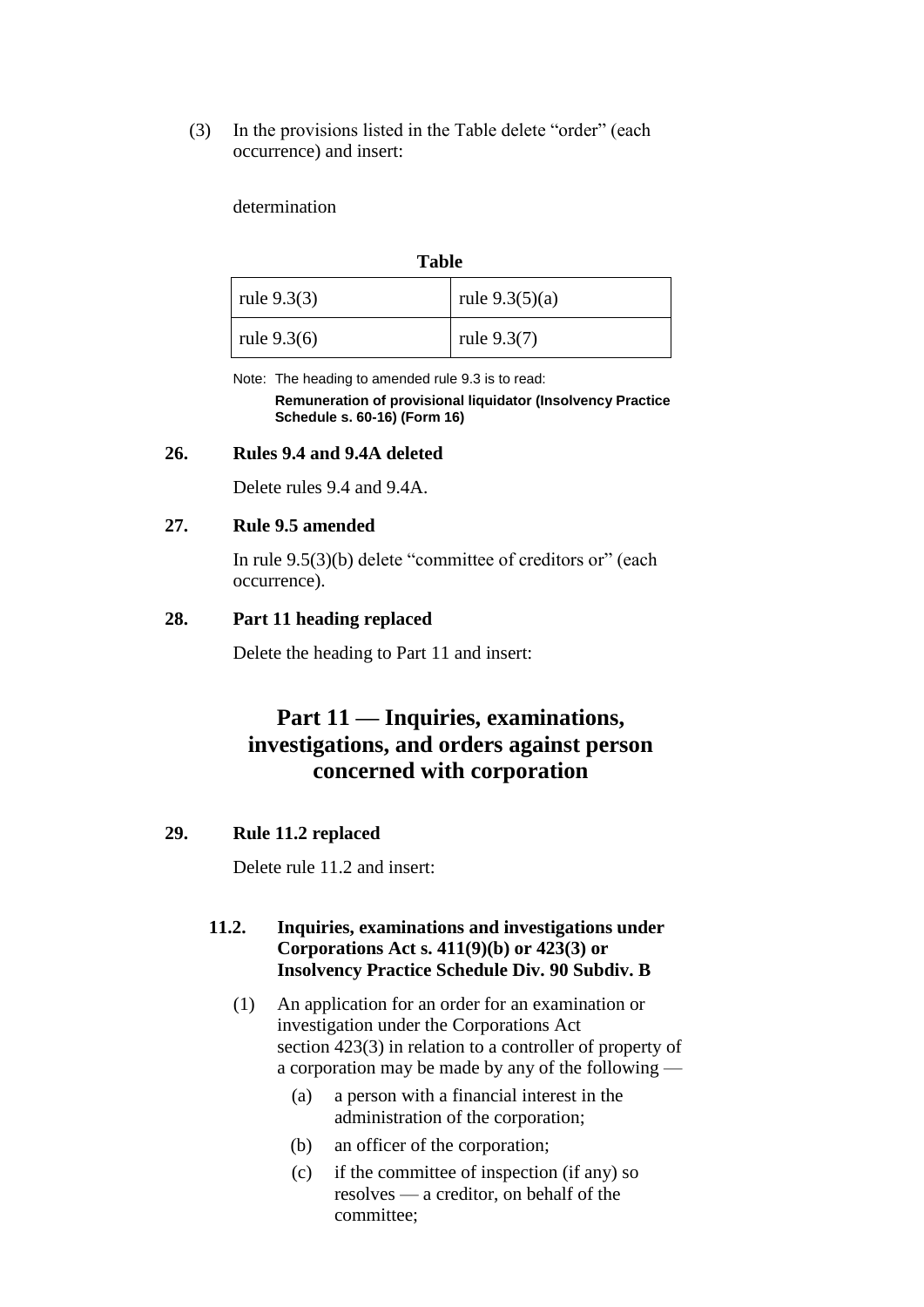(3) In the provisions listed in the Table delete "order" (each occurrence) and insert:

determination

**Table**

| | |
|---|---|
| rule 9.3(3) | rule 9.3(5)(a) |
| rule 9.3(6) | rule 9.3(7) |

Note: The heading to amended rule 9.3 is to read:

**Remuneration of provisional liquidator (Insolvency Practice Schedule s. 60-16) (Form 16)**

### 26. Rules 9.4 and 9.4A deleted

Delete rules 9.4 and 9.4A.

### 27. Rule 9.5 amended

In rule 9.5(3)(b) delete "committee of creditors or" (each occurrence).

### 28. Part 11 heading replaced

Delete the heading to Part 11 and insert:

## Part 11 — Inquiries, examinations, investigations, and orders against person concerned with corporation

### 29. Rule 11.2 replaced

Delete rule 11.2 and insert:

**11.2. Inquiries, examinations and investigations under Corporations Act s. 411(9)(b) or 423(3) or Insolvency Practice Schedule Div. 90 Subdiv. B**

(1) An application for an order for an examination or investigation under the Corporations Act section 423(3) in relation to a controller of property of a corporation may be made by any of the following —

(a) a person with a financial interest in the administration of the corporation;

(b) an officer of the corporation;

(c) if the committee of inspection (if any) so resolves — a creditor, on behalf of the committee;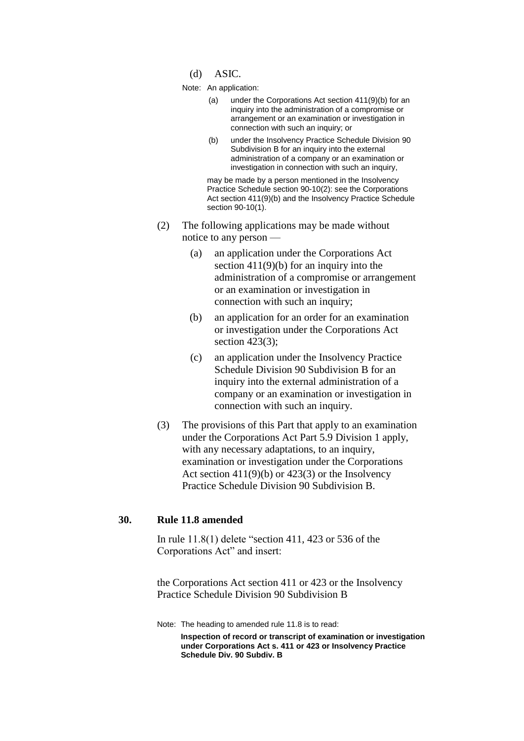(d) ASIC.

Note: An application:

(a) under the Corporations Act section 411(9)(b) for an inquiry into the administration of a compromise or arrangement or an examination or investigation in connection with such an inquiry; or

(b) under the Insolvency Practice Schedule Division 90 Subdivision B for an inquiry into the external administration of a company or an examination or investigation in connection with such an inquiry,

may be made by a person mentioned in the Insolvency Practice Schedule section 90-10(2): see the Corporations Act section 411(9)(b) and the Insolvency Practice Schedule section 90-10(1).

(2) The following applications may be made without notice to any person —

(a) an application under the Corporations Act section 411(9)(b) for an inquiry into the administration of a compromise or arrangement or an examination or investigation in connection with such an inquiry;

(b) an application for an order for an examination or investigation under the Corporations Act section 423(3);

(c) an application under the Insolvency Practice Schedule Division 90 Subdivision B for an inquiry into the external administration of a company or an examination or investigation in connection with such an inquiry.

(3) The provisions of this Part that apply to an examination under the Corporations Act Part 5.9 Division 1 apply, with any necessary adaptations, to an inquiry, examination or investigation under the Corporations Act section 411(9)(b) or 423(3) or the Insolvency Practice Schedule Division 90 Subdivision B.

## 30. Rule 11.8 amended

In rule 11.8(1) delete "section 411, 423 or 536 of the Corporations Act" and insert:

the Corporations Act section 411 or 423 or the Insolvency Practice Schedule Division 90 Subdivision B

Note: The heading to amended rule 11.8 is to read:

**Inspection of record or transcript of examination or investigation under Corporations Act s. 411 or 423 or Insolvency Practice Schedule Div. 90 Subdiv. B**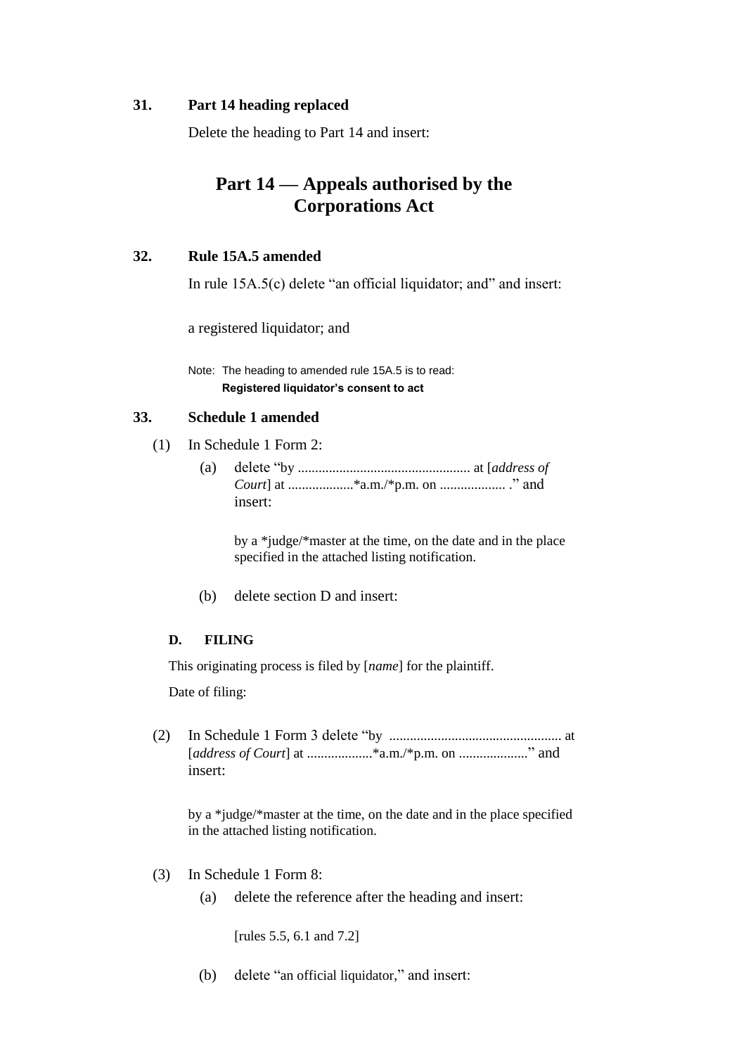**31. Part 14 heading replaced**

Delete the heading to Part 14 and insert:

## Part 14 — Appeals authorised by the Corporations Act

**32. Rule 15A.5 amended**

In rule 15A.5(c) delete "an official liquidator; and" and insert:

a registered liquidator; and

Note: The heading to amended rule 15A.5 is to read:
**Registered liquidator's consent to act**

**33. Schedule 1 amended**

(1) In Schedule 1 Form 2:

(a) delete "by .................................................. at [*address of Court*] at ...................*a.m./*p.m. on ................... ." and insert:

by a *judge/*master at the time, on the date and in the place specified in the attached listing notification.

(b) delete section D and insert:

**D. FILING**

This originating process is filed by [*name*] for the plaintiff.

Date of filing:

(2) In Schedule 1 Form 3 delete "by .................................................. at [*address of Court*] at ...................*a.m./*p.m. on ...................." and insert:

by a *judge/*master at the time, on the date and in the place specified in the attached listing notification.

(3) In Schedule 1 Form 8:

(a) delete the reference after the heading and insert:

[rules 5.5, 6.1 and 7.2]

(b) delete "an official liquidator," and insert: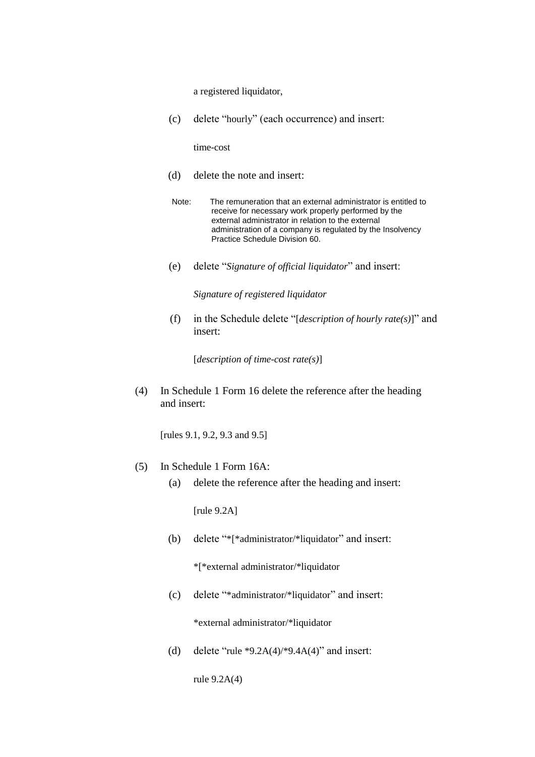a registered liquidator,

(c) delete "hourly" (each occurrence) and insert:

time-cost

(d) delete the note and insert:

Note: The remuneration that an external administrator is entitled to receive for necessary work properly performed by the external administrator in relation to the external administration of a company is regulated by the Insolvency Practice Schedule Division 60.

(e) delete "*Signature of official liquidator*" and insert:

*Signature of registered liquidator*

(f) in the Schedule delete "[*description of hourly rate(s)*]" and insert:

[*description of time-cost rate(s)*]

(4) In Schedule 1 Form 16 delete the reference after the heading and insert:

[rules 9.1, 9.2, 9.3 and 9.5]

(5) In Schedule 1 Form 16A:

(a) delete the reference after the heading and insert:

[rule 9.2A]

(b) delete "*[*administrator/*liquidator" and insert:

*[*external administrator/*liquidator

(c) delete "*administrator/*liquidator" and insert:

*external administrator/*liquidator

(d) delete "rule *9.2A(4)/*9.4A(4)" and insert:

rule 9.2A(4)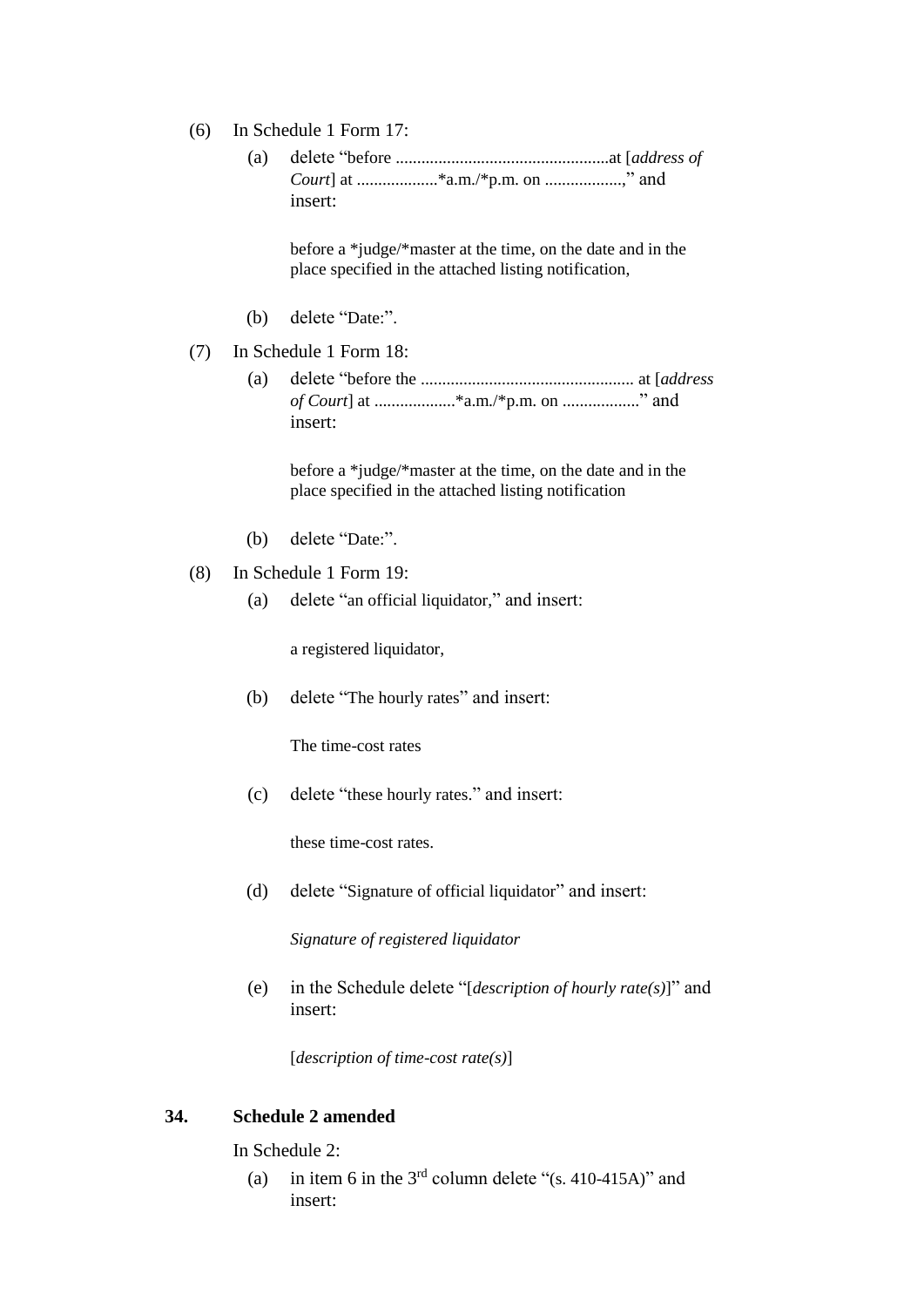(6) In Schedule 1 Form 17:

(a) delete "before ..................................................at [*address of Court*] at ..................*a.m./*p.m. on .................," and insert:

> before a *judge/*master at the time, on the date and in the place specified in the attached listing notification,

(b) delete "Date:".

(7) In Schedule 1 Form 18:

(a) delete "before the ................................................. at [*address of Court*] at ..................*a.m./*p.m. on ................." and insert:

> before a *judge/*master at the time, on the date and in the place specified in the attached listing notification

(b) delete "Date:".

(8) In Schedule 1 Form 19:

(a) delete "an official liquidator," and insert:

> a registered liquidator,

(b) delete "The hourly rates" and insert:

> The time-cost rates

(c) delete "these hourly rates." and insert:

> these time-cost rates.

(d) delete "Signature of official liquidator" and insert:

> *Signature of registered liquidator*

(e) in the Schedule delete "[*description of hourly rate(s)*]" and insert:

> [*description of time-cost rate(s)*]

## 34. Schedule 2 amended

In Schedule 2:

(a) in item 6 in the 3rd column delete "(s. 410-415A)" and insert: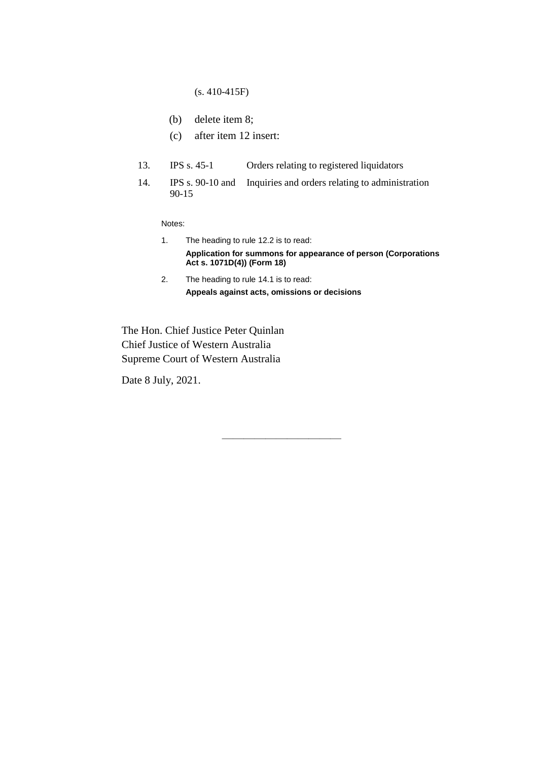(s. 410-415F)

(b) delete item 8;

(c) after item 12 insert:

| | | |
|---|---|---|
| 13. | IPS s. 45-1 | Orders relating to registered liquidators |
| 14. | IPS s. 90-10 and 90-15 | Inquiries and orders relating to administration |

Notes:

1. The heading to rule 12.2 is to read:

   **Application for summons for appearance of person (Corporations Act s. 1071D(4)) (Form 18)**

2. The heading to rule 14.1 is to read:

   **Appeals against acts, omissions or decisions**

The Hon. Chief Justice Peter Quinlan
Chief Justice of Western Australia
Supreme Court of Western Australia

Date 8 July, 2021.